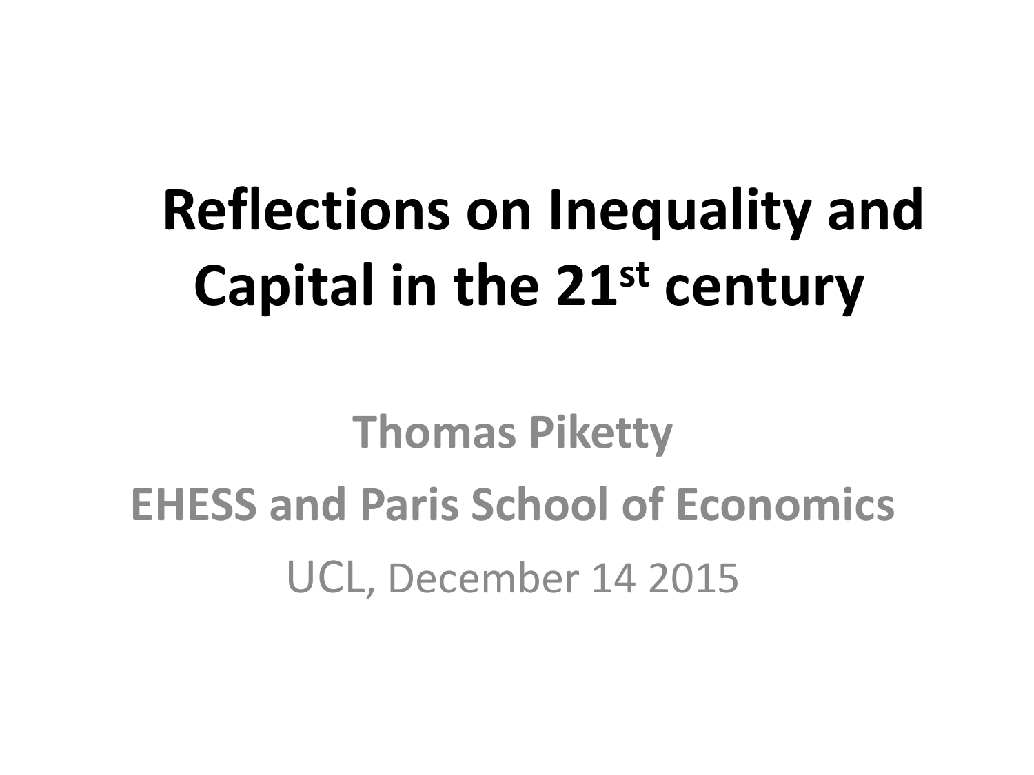# Reflections on Inequality and Capital in the 21st century

**Thomas Piketty**

**EHESS and Paris School of Economics**

UCL, December 14 2015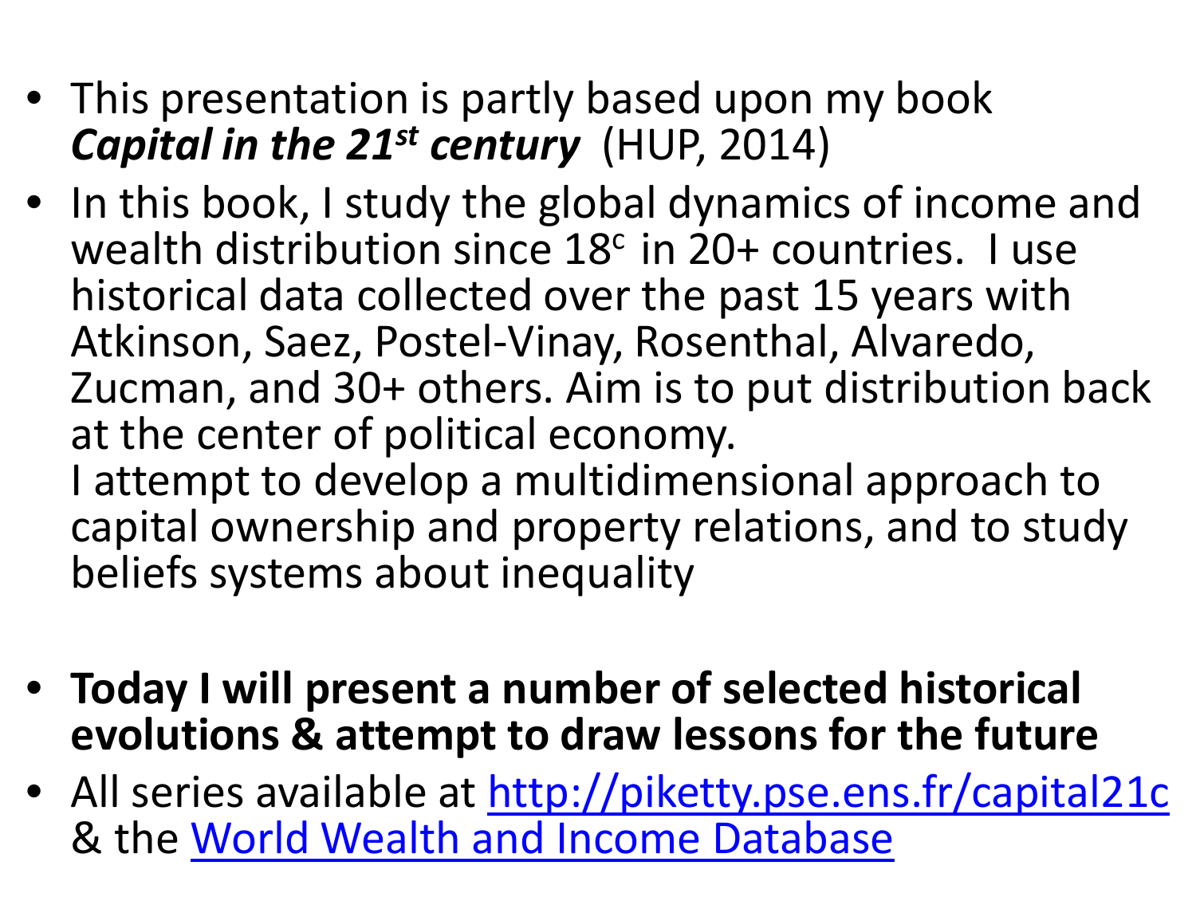- This presentation is partly based upon my book ***Capital in the 21st century*** (HUP, 2014)
- In this book, I study the global dynamics of income and wealth distribution since 18c in 20+ countries. I use historical data collected over the past 15 years with Atkinson, Saez, Postel-Vinay, Rosenthal, Alvaredo, Zucman, and 30+ others. Aim is to put distribution back at the center of political economy.
  I attempt to develop a multidimensional approach to capital ownership and property relations, and to study beliefs systems about inequality

- **Today I will present a number of selected historical evolutions & attempt to draw lessons for the future**
- All series available at [http://piketty.pse.ens.fr/capital21c](http://piketty.pse.ens.fr/capital21c) & the World Wealth and Income Database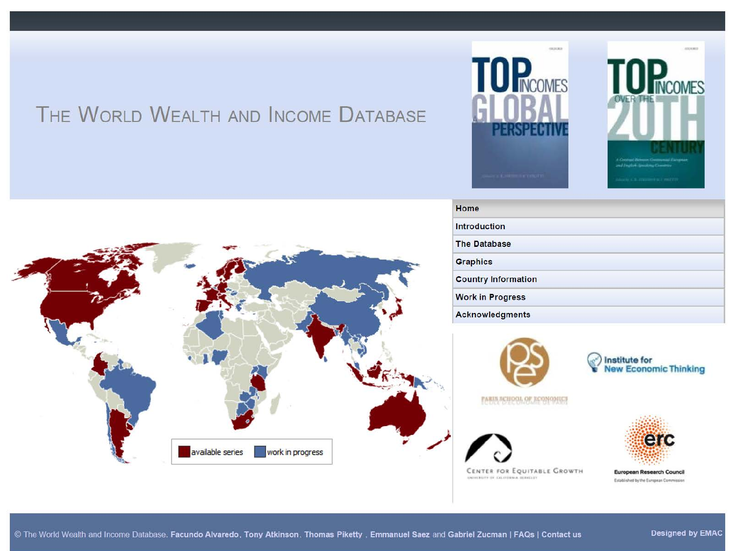# The World Wealth and Income Database

TOP INCOMES A GLOBAL PERSPECTIVE

TOP INCOMES OVER THE 20TH CENTURY

- Home
- Introduction
- The Database
- Graphics
- Country Information
- Work in Progress
- Acknowledgments

available series

work in progress

PARIS SCHOOL OF ECONOMICS

ÉCOLE D'ÉCONOMIE DE PARIS

Institute for New Economic Thinking

Center for Equitable Growth

University of California Berkeley

erc

European Research Council

Established by the European Commission

© The World Wealth and Income Database. **Facundo Alvaredo**, **Tony Atkinson**, **Thomas Piketty**, **Emmanuel Saez** and **Gabriel Zucman** | **FAQs** | **Contact us**

**Designed by EMAC**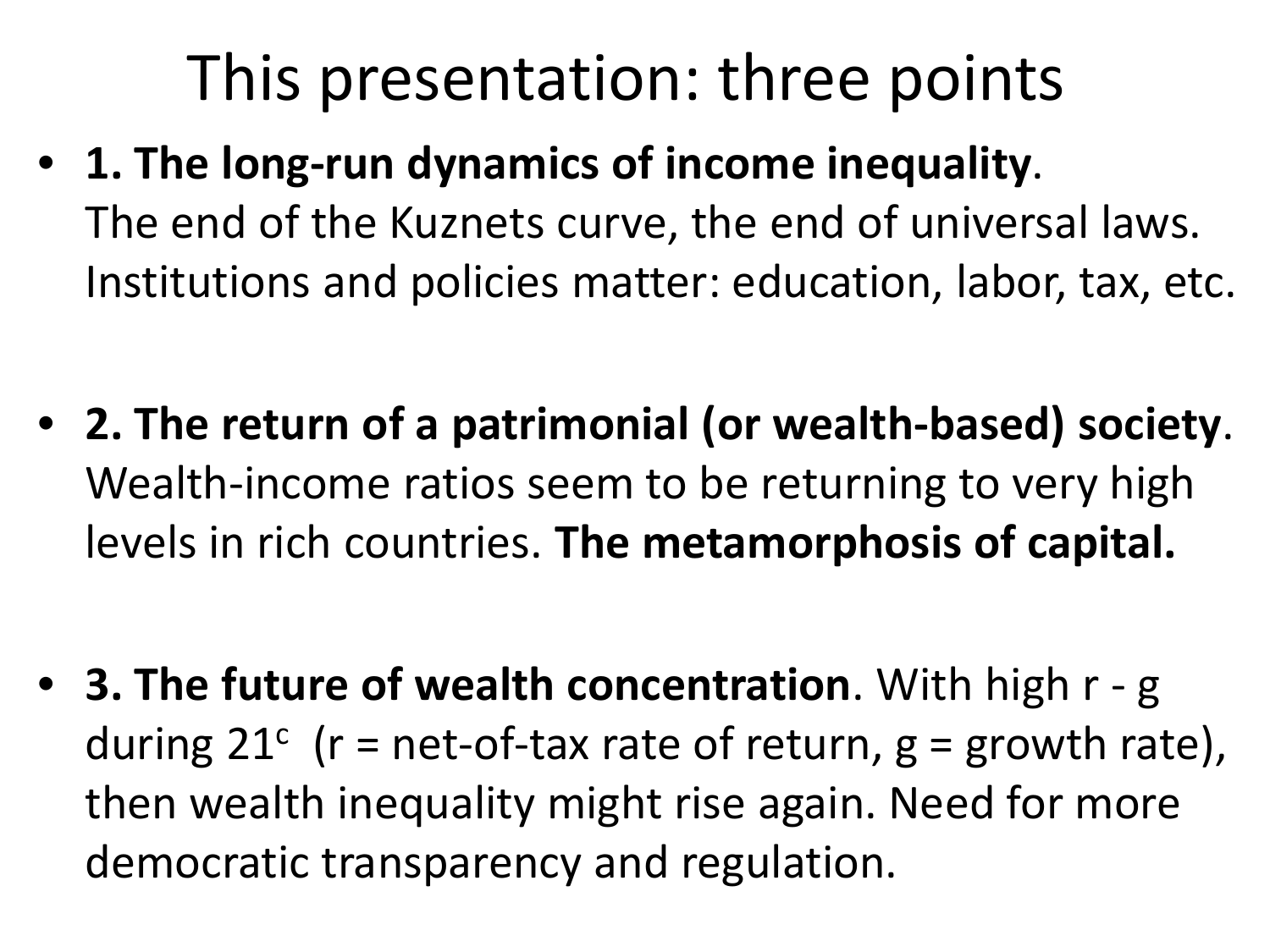# This presentation: three points

- **1. The long-run dynamics of income inequality**.
  The end of the Kuznets curve, the end of universal laws. Institutions and policies matter: education, labor, tax, etc.

- **2. The return of a patrimonial (or wealth-based) society**. Wealth-income ratios seem to be returning to very high levels in rich countries. **The metamorphosis of capital.**

- **3. The future of wealth concentration**. With high r - g during $21^c$ (r = net-of-tax rate of return, g = growth rate), then wealth inequality might rise again. Need for more democratic transparency and regulation.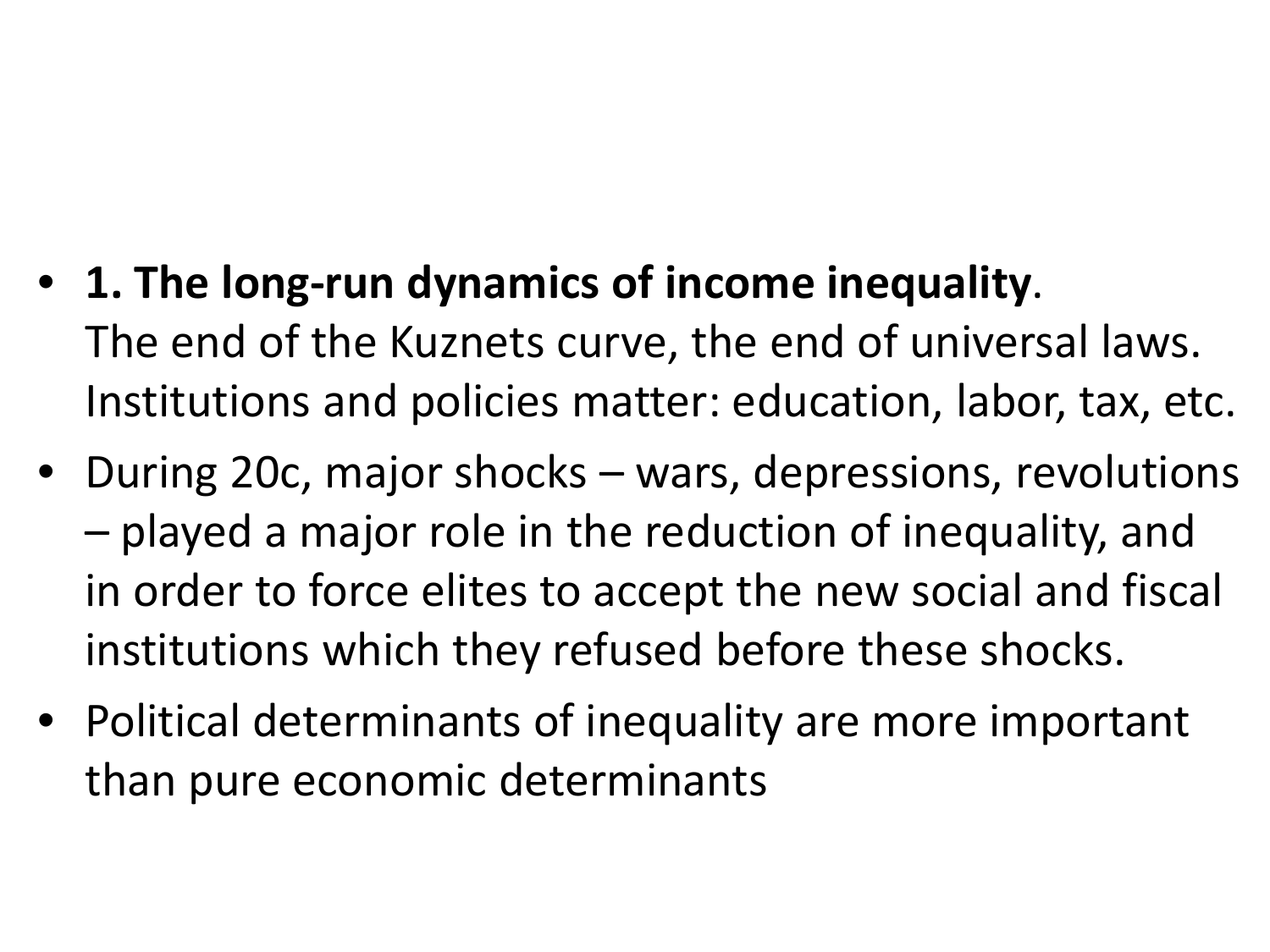- **1. The long-run dynamics of income inequality**.
  The end of the Kuznets curve, the end of universal laws.
  Institutions and policies matter: education, labor, tax, etc.
- During 20c, major shocks – wars, depressions, revolutions – played a major role in the reduction of inequality, and in order to force elites to accept the new social and fiscal institutions which they refused before these shocks.
- Political determinants of inequality are more important than pure economic determinants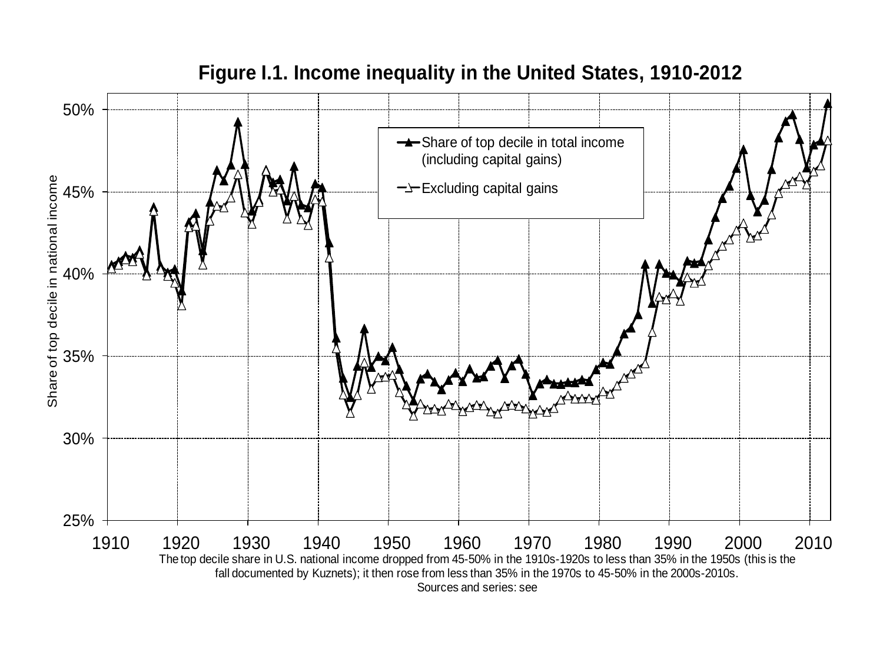# Figure I.1. Income inequality in the United States, 1910-2012

Share of top decile in national income

50%
45%
40%
35%
30%
25%

1910
1920
1930
1940
1950
1960
1970
1980
1990
2000
2010

Share of top decile in total income (including capital gains)

Excluding capital gains

The top decile share in U.S. national income dropped from 45-50% in the 1910s-1920s to less than 35% in the 1950s (this is the fall documented by Kuznets); it then rose from less than 35% in the 1970s to 45-50% in the 2000s-2010s.
Sources and series: see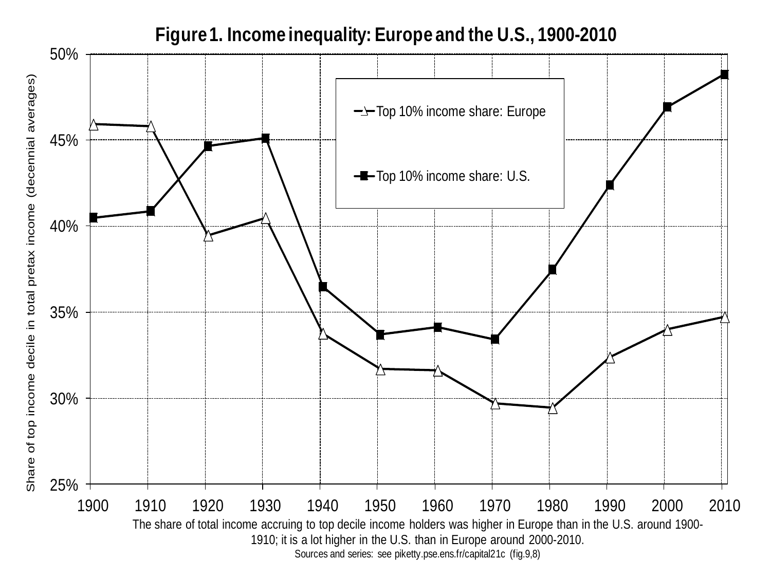**Figure 1. Income inequality: Europe and the U.S., 1900-2010**

50%

45%

40%

35%

30%

25%

Share of top income decile in total pretax income (decennial averages)

Top 10% income share: Europe

Top 10% income share: U.S.

1900 1910 1920 1930 1940 1950 1960 1970 1980 1990 2000 2010

The share of total income accruing to top decile income holders was higher in Europe than in the U.S. around 1900-1910; it is a lot higher in the U.S. than in Europe around 2000-2010.

Sources and series: see piketty.pse.ens.fr/capital21c (fig.9,8)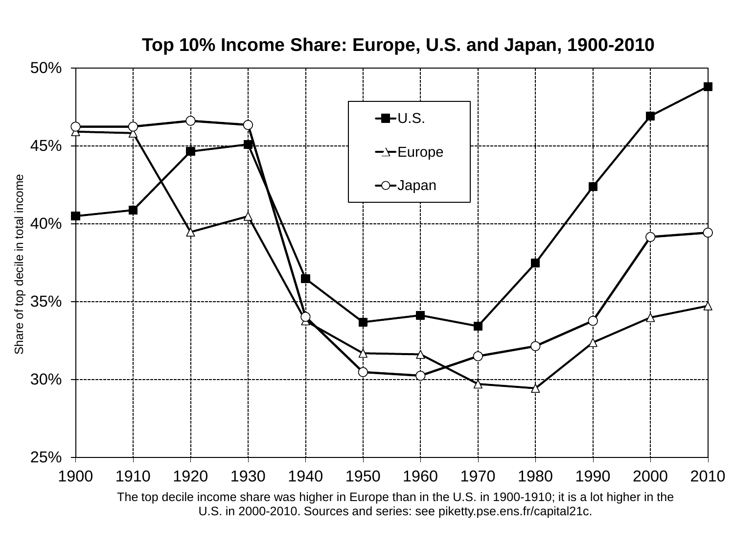# Top 10% Income Share: Europe, U.S. and Japan, 1900-2010

50%
45%
40%
35%
30%
25%

Share of top decile in total income

U.S.
Europe
Japan

1900 1910 1920 1930 1940 1950 1960 1970 1980 1990 2000 2010

The top decile income share was higher in Europe than in the U.S. in 1900-1910; it is a lot higher in the U.S. in 2000-2010. Sources and series: see piketty.pse.ens.fr/capital21c.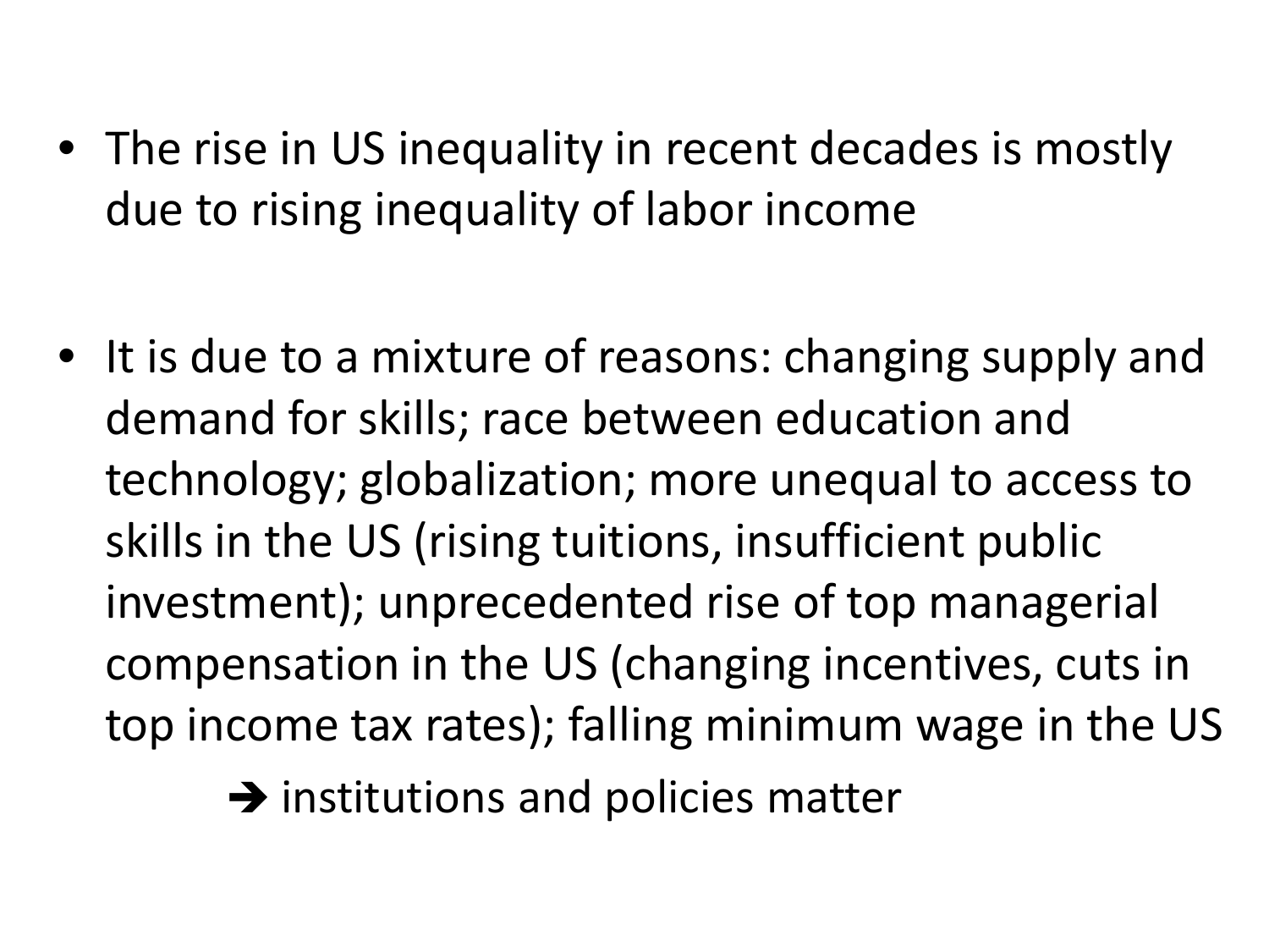- The rise in US inequality in recent decades is mostly due to rising inequality of labor income

- It is due to a mixture of reasons: changing supply and demand for skills; race between education and technology; globalization; more unequal to access to skills in the US (rising tuitions, insufficient public investment); unprecedented rise of top managerial compensation in the US (changing incentives, cuts in top income tax rates); falling minimum wage in the US

  ➔ institutions and policies matter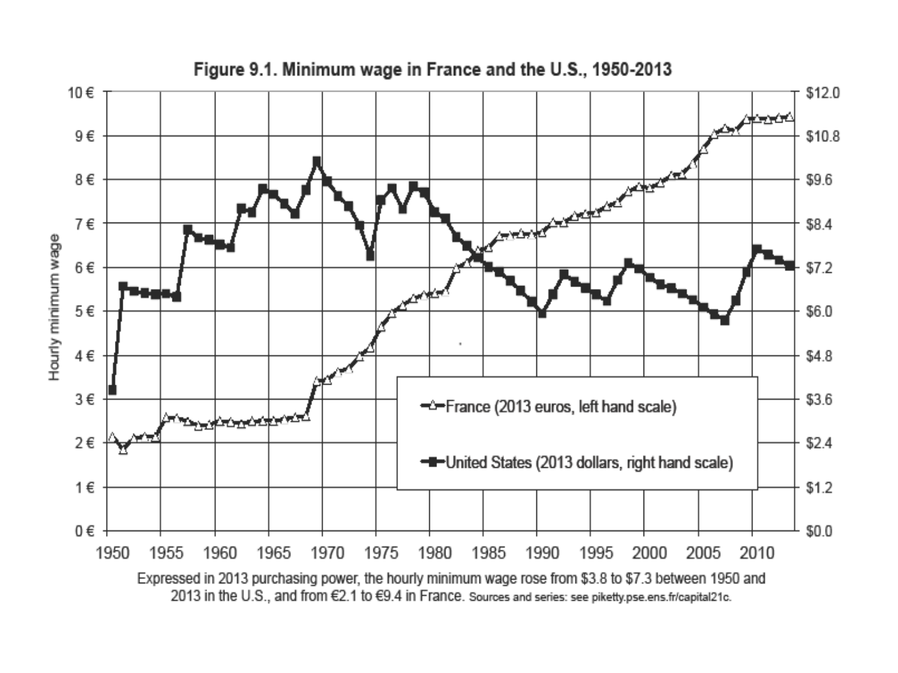Figure 9.1. Minimum wage in France and the U.S., 1950-2013

Hourly minimum wage

10 €
9 €
8 €
7 €
6 €
5 €
4 €
3 €
2 €
1 €
0 €

$12.0
$10.8
$9.6
$8.4
$7.2
$6.0
$4.8
$3.6
$2.4
$1.2
$0.0

1950 1955 1960 1965 1970 1975 1980 1985 1990 1995 2000 2005 2010

France (2013 euros, left hand scale)

United States (2013 dollars, right hand scale)

Expressed in 2013 purchasing power, the hourly minimum wage rose from $3.8 to $7.3 between 1950 and 2013 in the U.S., and from €2.1 to €9.4 in France. Sources and series: see piketty.pse.ens.fr/capital21c.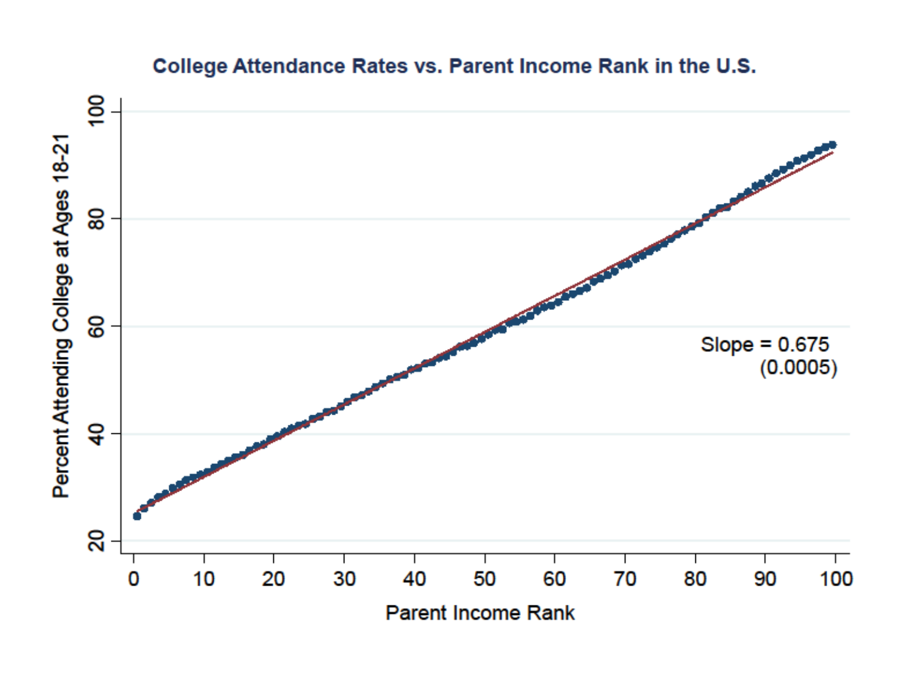College Attendance Rates vs. Parent Income Rank in the U.S.

Percent Attending College at Ages 18-21

20
40
60
80
100

0
10
20
30
40
50
60
70
80
90
100

Parent Income Rank

Slope = 0.675
(0.0005)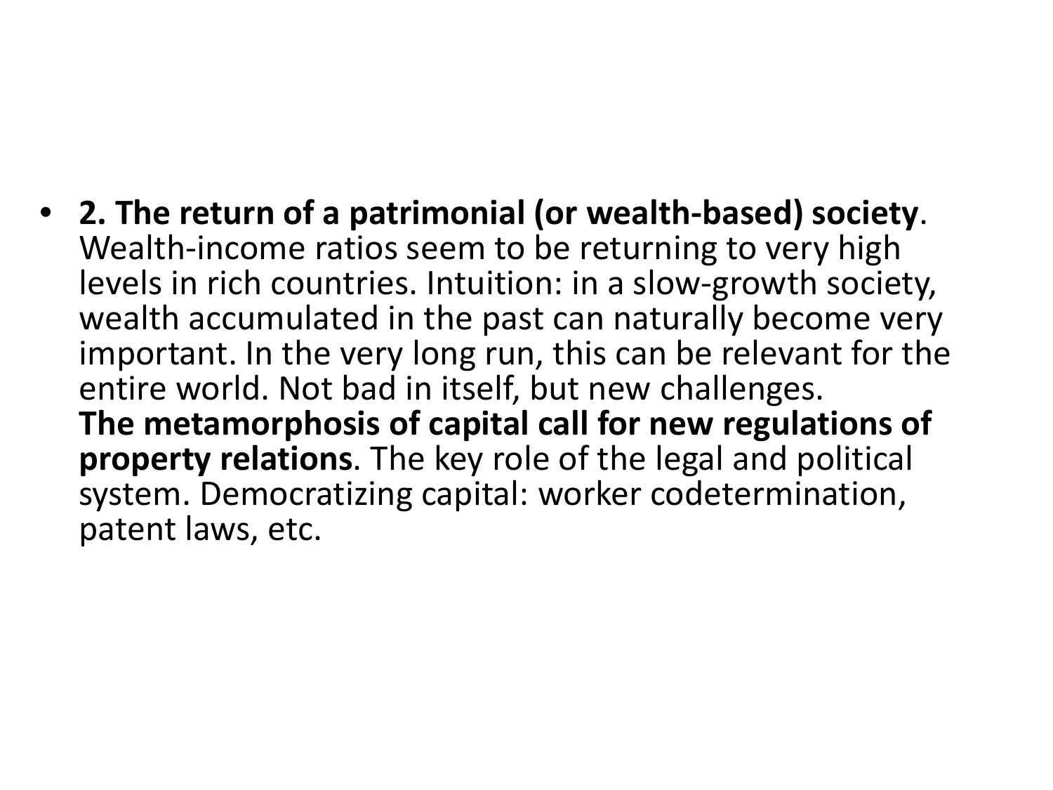- **2. The return of a patrimonial (or wealth-based) society**. Wealth-income ratios seem to be returning to very high levels in rich countries. Intuition: in a slow-growth society, wealth accumulated in the past can naturally become very important. In the very long run, this can be relevant for the entire world. Not bad in itself, but new challenges. **The metamorphosis of capital call for new regulations of property relations**. The key role of the legal and political system. Democratizing capital: worker codetermination, patent laws, etc.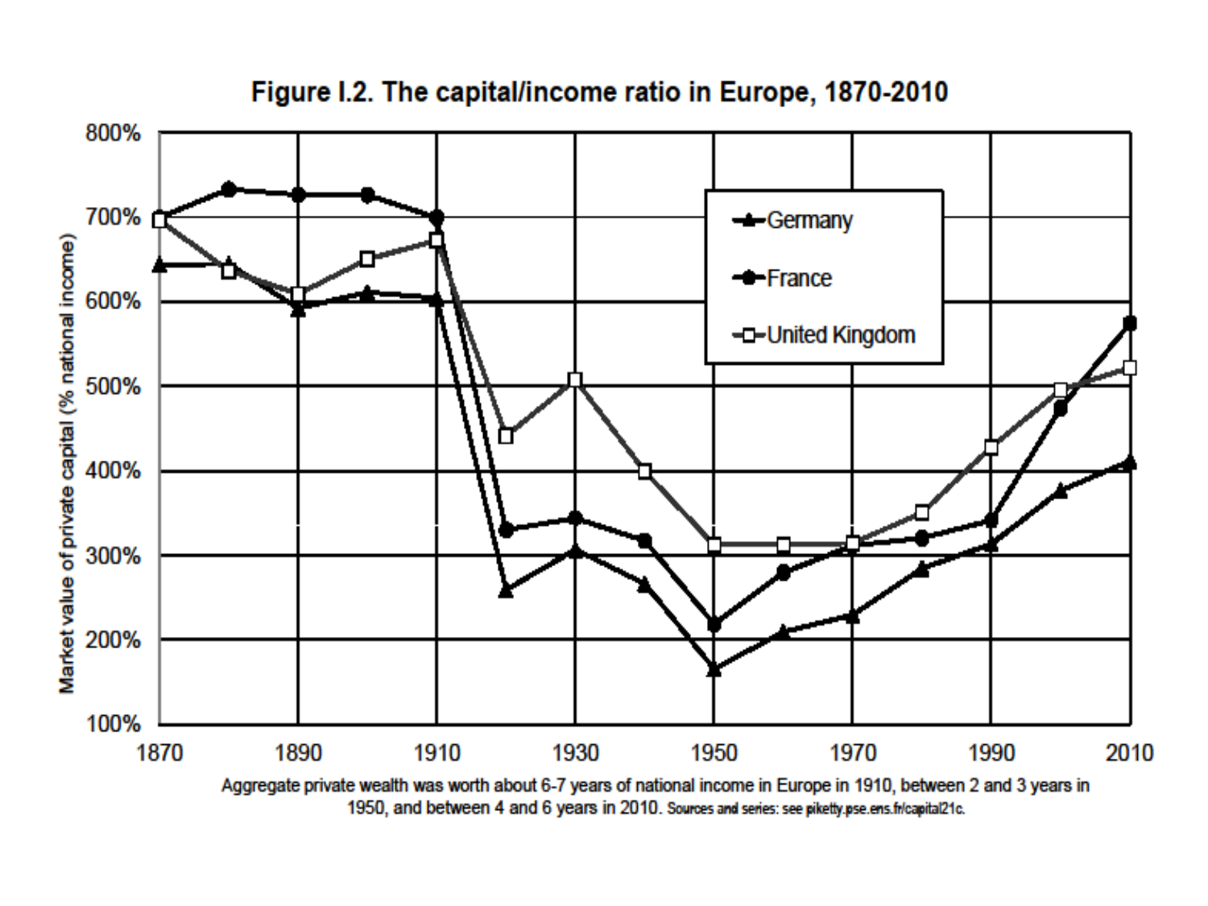Figure I.2. The capital/income ratio in Europe, 1870-2010

800%
700%
600%
500%
400%
300%
200%
100%

Market value of private capital (% national income)

1870
1890
1910
1930
1950
1970
1990
2010

Germany
France
United Kingdom

Aggregate private wealth was worth about 6-7 years of national income in Europe in 1910, between 2 and 3 years in 1950, and between 4 and 6 years in 2010. Sources and series: see piketty.pse.ens.fr/capital21c.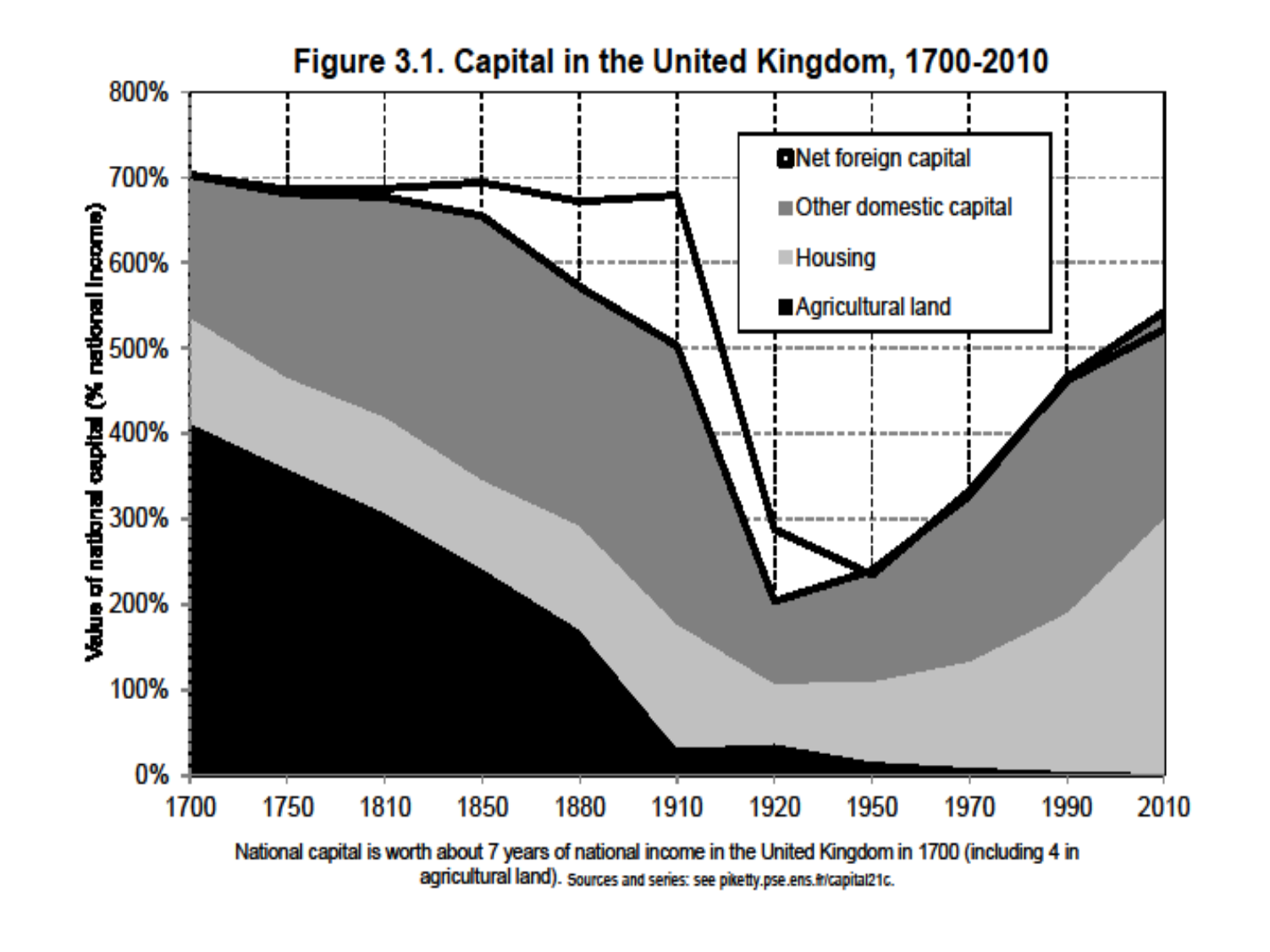# Figure 3.1. Capital in the United Kingdom, 1700-2010

800%
700%
600%
500%
400%
300%
200%
100%
0%

Value of national capital (% national income)

1700
1750
1810
1850
1880
1910
1920
1950
1970
1990
2010

Net foreign capital
Other domestic capital
Housing
Agricultural land

National capital is worth about 7 years of national income in the United Kingdom in 1700 (including 4 in agricultural land). Sources and series: see piketty.pse.ens.fr/capital21c.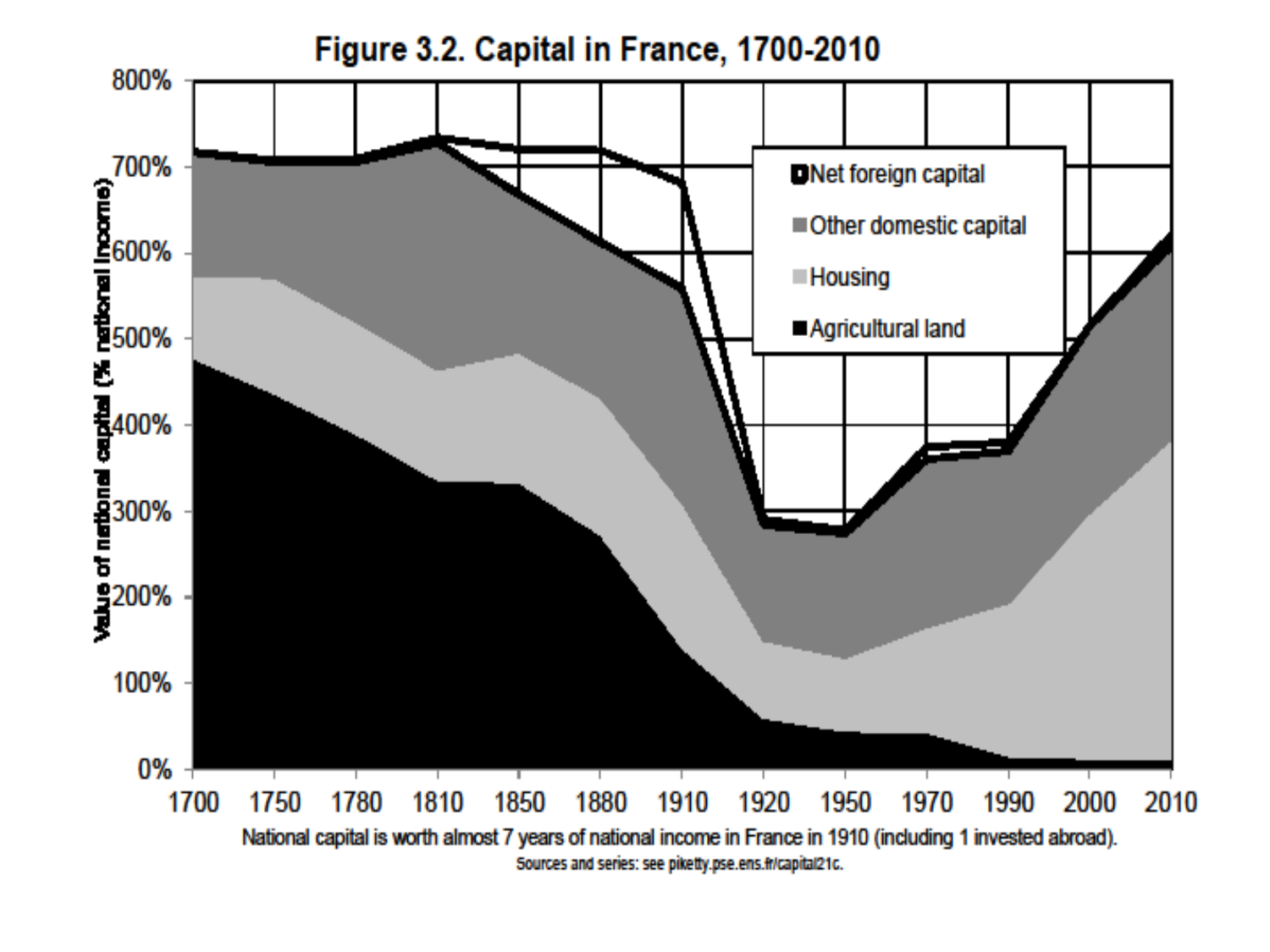Figure 3.2. Capital in France, 1700-2010

800%
700%
600%
500%
400%
300%
200%
100%
0%

Value of national capital (% national income)

Net foreign capital
Other domestic capital
Housing
Agricultural land

1700 1750 1780 1810 1850 1880 1910 1920 1950 1970 1990 2000 2010

National capital is worth almost 7 years of national income in France in 1910 (including 1 invested abroad).

Sources and series: see piketty.pse.ens.fr/capital21c.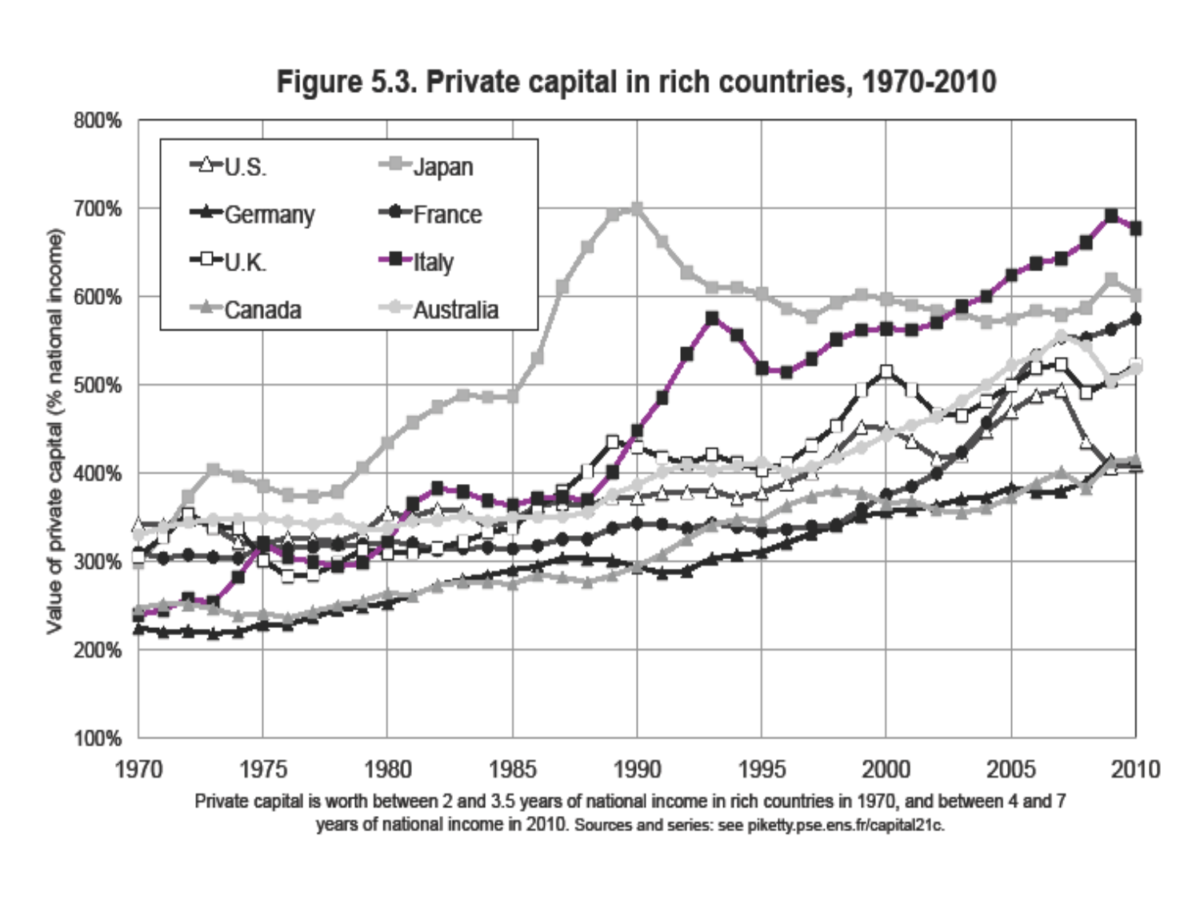# Figure 5.3. Private capital in rich countries, 1970-2010

800%
700%
600%
500%
400%
300%
200%
100%

Value of private capital (% national income)

U.S.
Germany
U.K.
Canada
Japan
France
Italy
Australia

1970
1975
1980
1985
1990
1995
2000
2005
2010

Private capital is worth between 2 and 3.5 years of national income in rich countries in 1970, and between 4 and 7 years of national income in 2010. Sources and series: see piketty.pse.ens.fr/capital21c.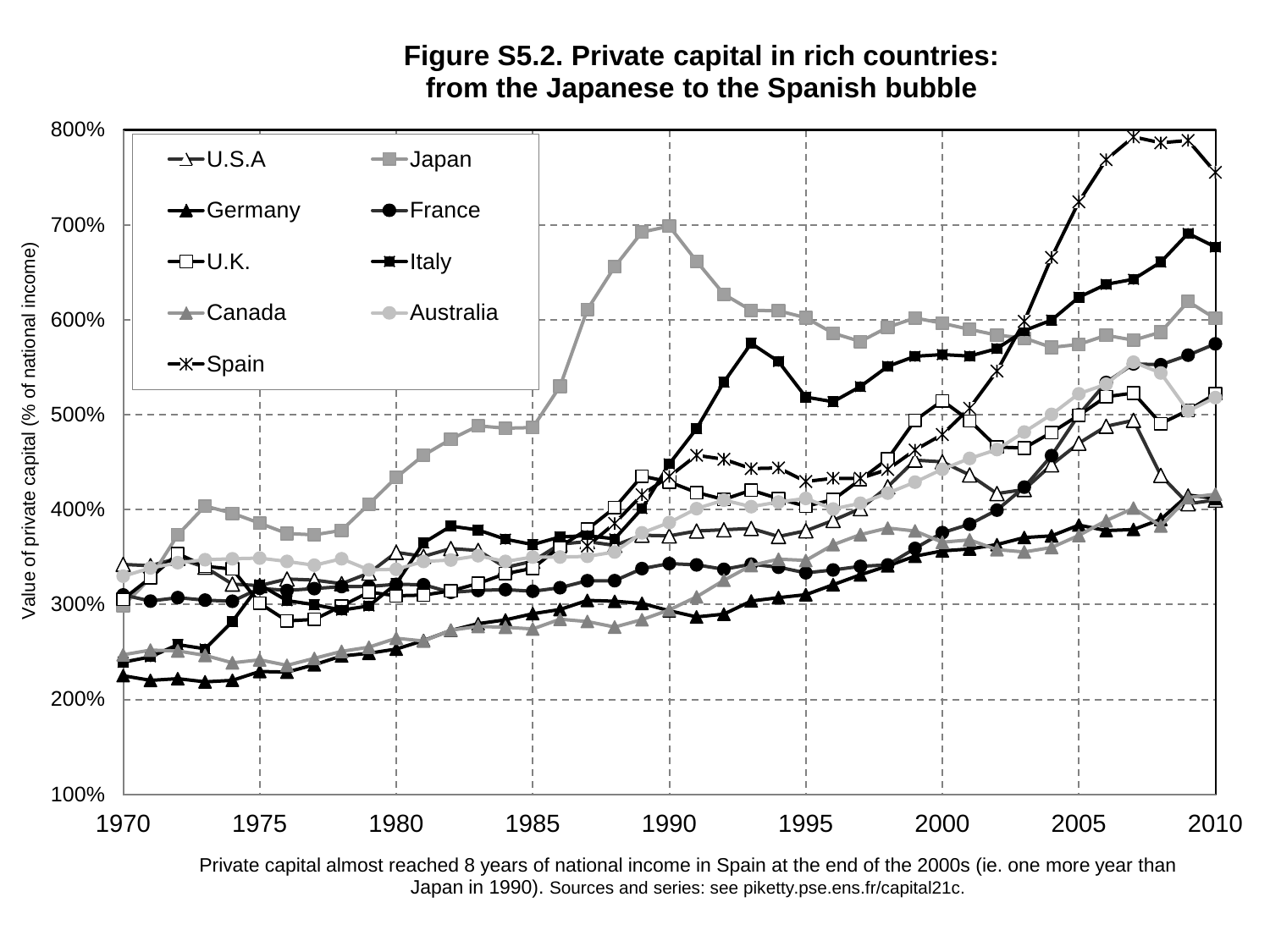# Figure S5.2. Private capital in rich countries: from the Japanese to the Spanish bubble

800%
700%
600%
500%
400%
300%
200%
100%

Value of private capital (% of national income)

U.S.A
Japan
Germany
France
U.K.
Italy
Canada
Australia
Spain

1970
1975
1980
1985
1990
1995
2000
2005
2010

Private capital almost reached 8 years of national income in Spain at the end of the 2000s (ie. one more year than Japan in 1990). Sources and series: see piketty.pse.ens.fr/capital21c.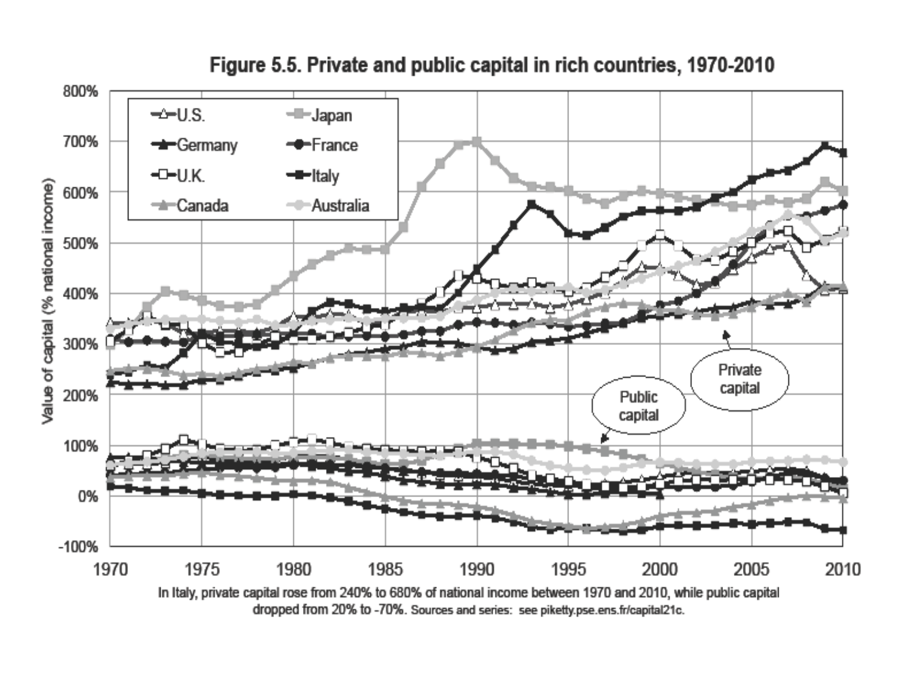# Figure 5.5. Private and public capital in rich countries, 1970-2010

U.S.
Japan
Germany
France
U.K.
Italy
Canada
Australia

Value of capital (% national income)

800%
700%
600%
500%
400%
300%
200%
100%
0%
-100%

1970
1975
1980
1985
1990
1995
2000
2005
2010

Private capital

Public capital

In Italy, private capital rose from 240% to 680% of national income between 1970 and 2010, while public capital dropped from 20% to -70%. Sources and series: see piketty.pse.ens.fr/capital21c.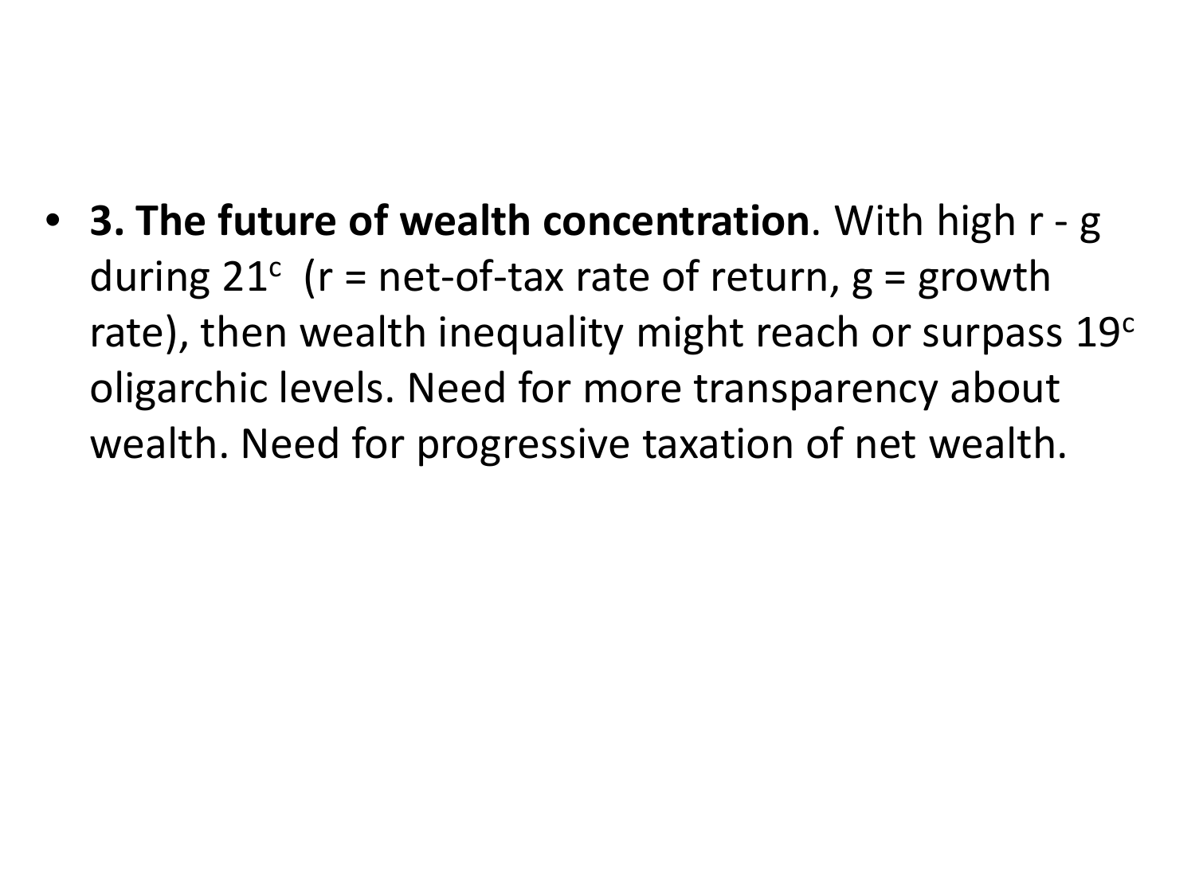- **3. The future of wealth concentration**. With high r - g during 21$^{c}$ (r = net-of-tax rate of return, g = growth rate), then wealth inequality might reach or surpass 19$^{c}$ oligarchic levels. Need for more transparency about wealth. Need for progressive taxation of net wealth.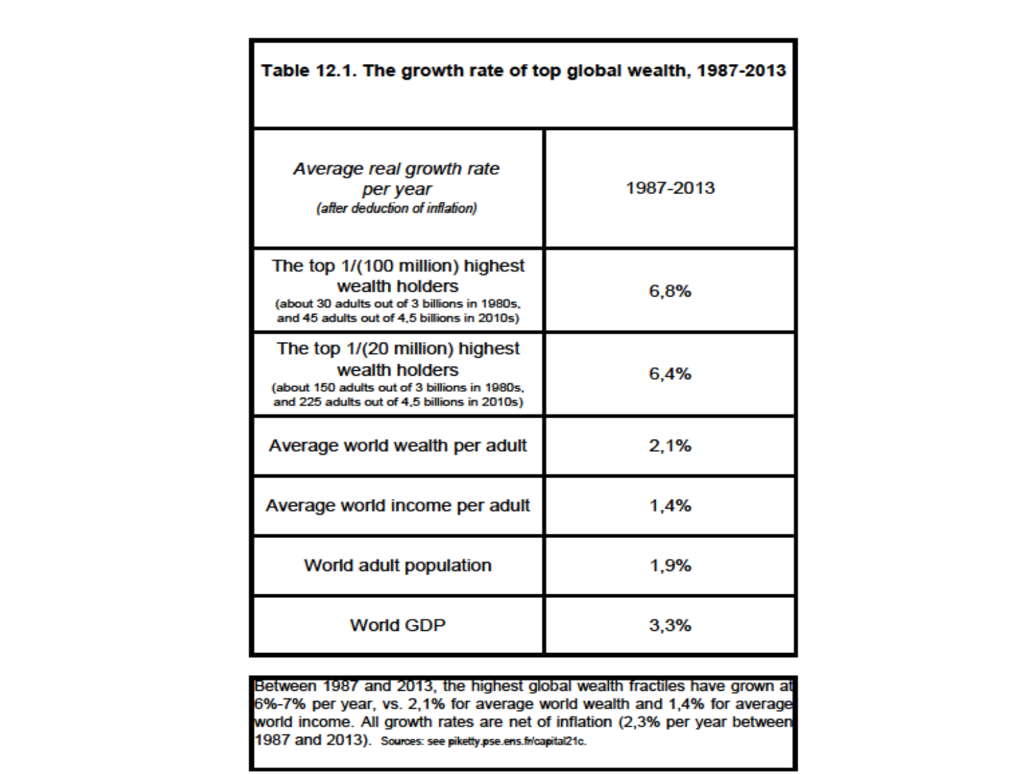| Table 12.1. The growth rate of top global wealth, 1987-2013 | |
|---|---|
| *Average real growth rate per year* *(after deduction of inflation)* | 1987-2013 |
| The top 1/(100 million) highest wealth holders (about 30 adults out of 3 billions in 1980s, and 45 adults out of 4,5 billions in 2010s) | 6,8% |
| The top 1/(20 million) highest wealth holders (about 150 adults out of 3 billions in 1980s, and 225 adults out of 4,5 billions in 2010s) | 6,4% |
| Average world wealth per adult | 2,1% |
| Average world income per adult | 1,4% |
| World adult population | 1,9% |
| World GDP | 3,3% |

Between 1987 and 2013, the highest global wealth fractiles have grown at 6%-7% per year, vs. 2,1% for average world wealth and 1,4% for average world income. All growth rates are net of inflation (2,3% per year between 1987 and 2013). Sources: see piketty.pse.ens.fr/capital21c.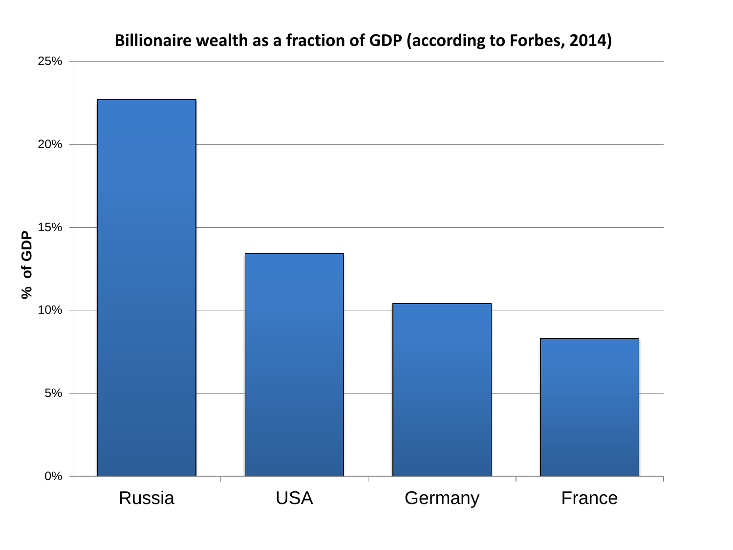Billionaire wealth as a fraction of GDP (according to Forbes, 2014)

% of GDP

25%

20%

15%

10%

5%

0%

Russia

USA

Germany

France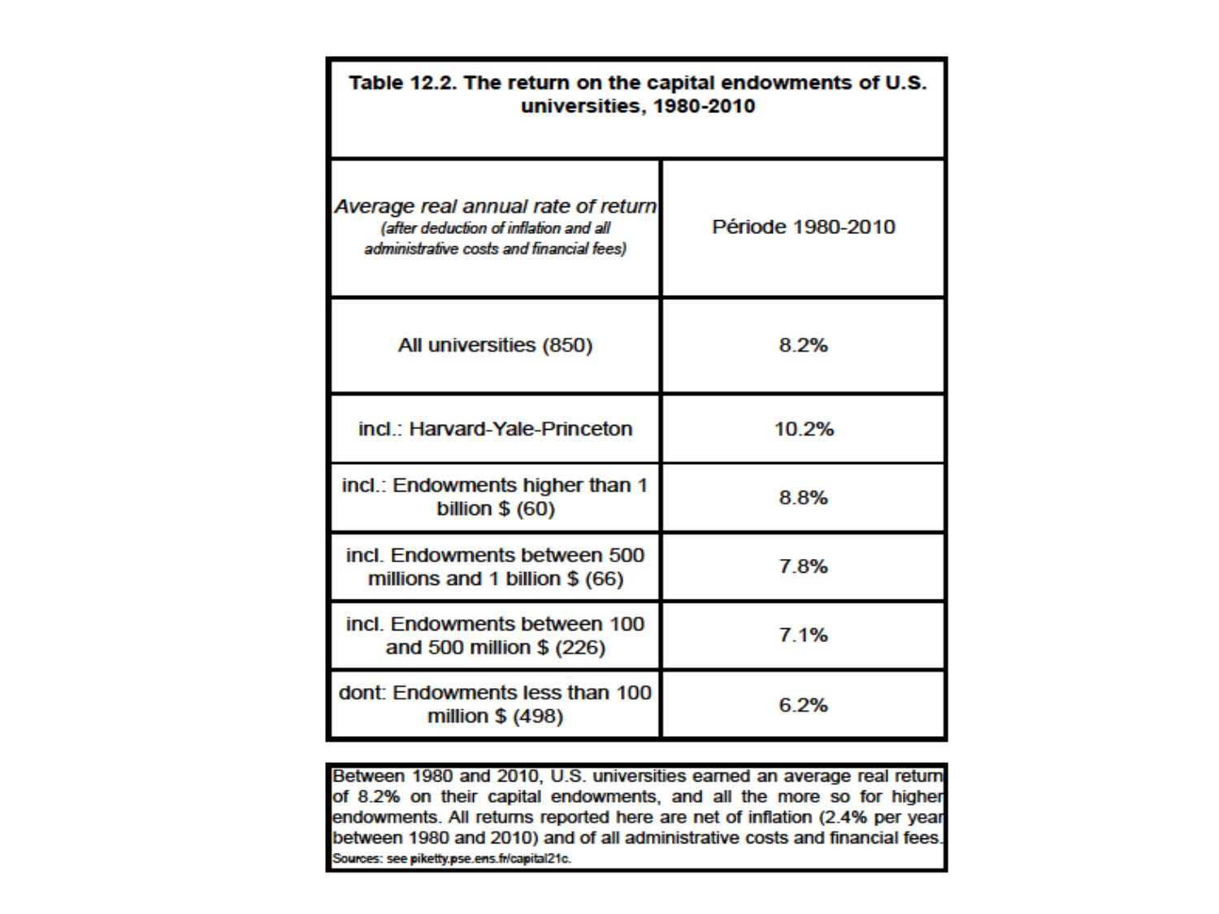**Table 12.2. The return on the capital endowments of U.S. universities, 1980-2010**

| *Average real annual rate of return* (after deduction of inflation and all administrative costs and financial fees) | Période 1980-2010 |
|---|---|
| All universities (850) | 8.2% |
| incl.: Harvard-Yale-Princeton | 10.2% |
| incl.: Endowments higher than 1 billion $ (60) | 8.8% |
| incl. Endowments between 500 millions and 1 billion $ (66) | 7.8% |
| incl. Endowments between 100 and 500 million $ (226) | 7.1% |
| dont: Endowments less than 100 million $ (498) | 6.2% |

Between 1980 and 2010, U.S. universities earned an average real return of 8.2% on their capital endowments, and all the more so for higher endowments. All returns reported here are net of inflation (2.4% per year between 1980 and 2010) and of all administrative costs and financial fees.

Sources: see piketty.pse.ens.fr/capital21c.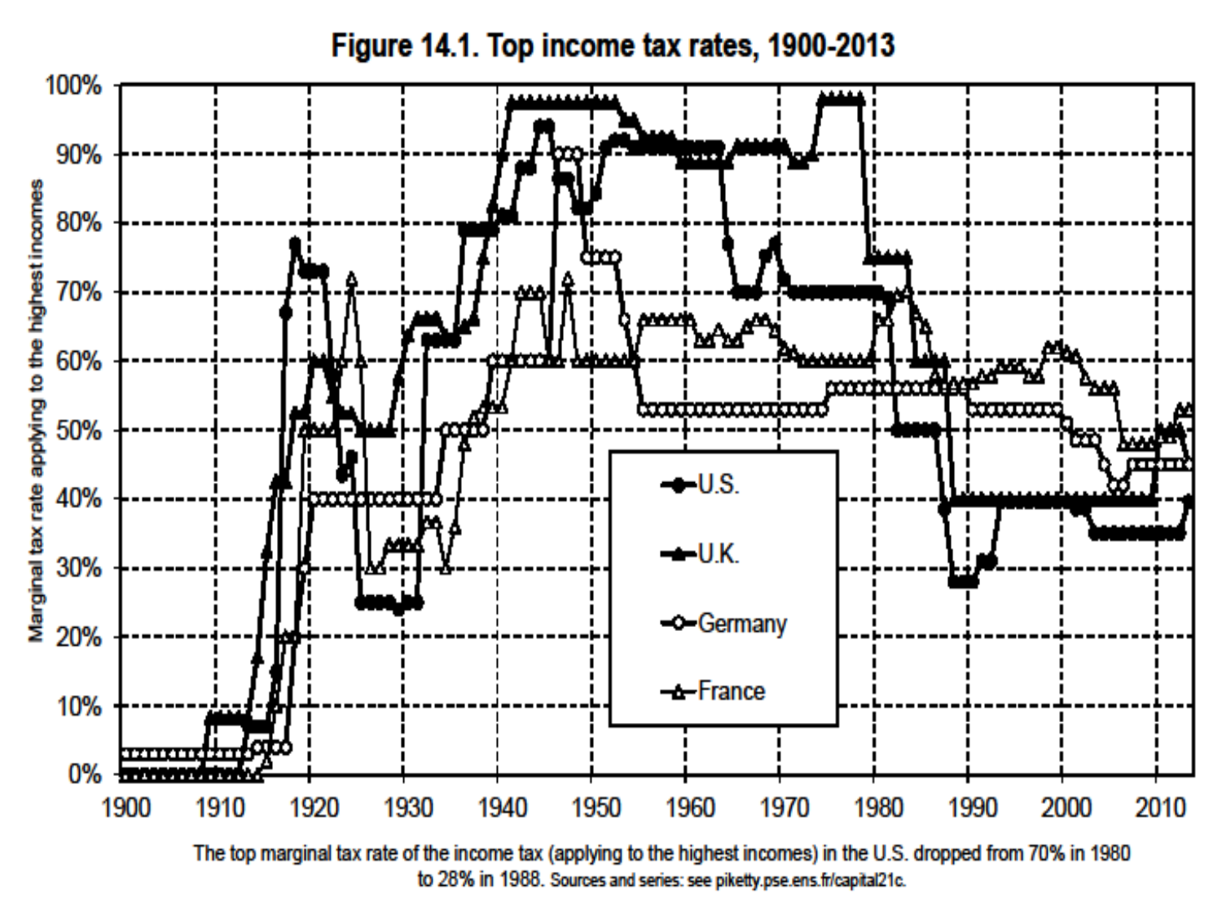**Figure 14.1. Top income tax rates, 1900-2013**

Marginal tax rate applying to the highest incomes

100%
90%
80%
70%
60%
50%
40%
30%
20%
10%
0%

1900 1910 1920 1930 1940 1950 1960 1970 1980 1990 2000 2010

U.S.
U.K.
Germany
France

The top marginal tax rate of the income tax (applying to the highest incomes) in the U.S. dropped from 70% in 1980 to 28% in 1988. Sources and series: see piketty.pse.ens.fr/capital21c.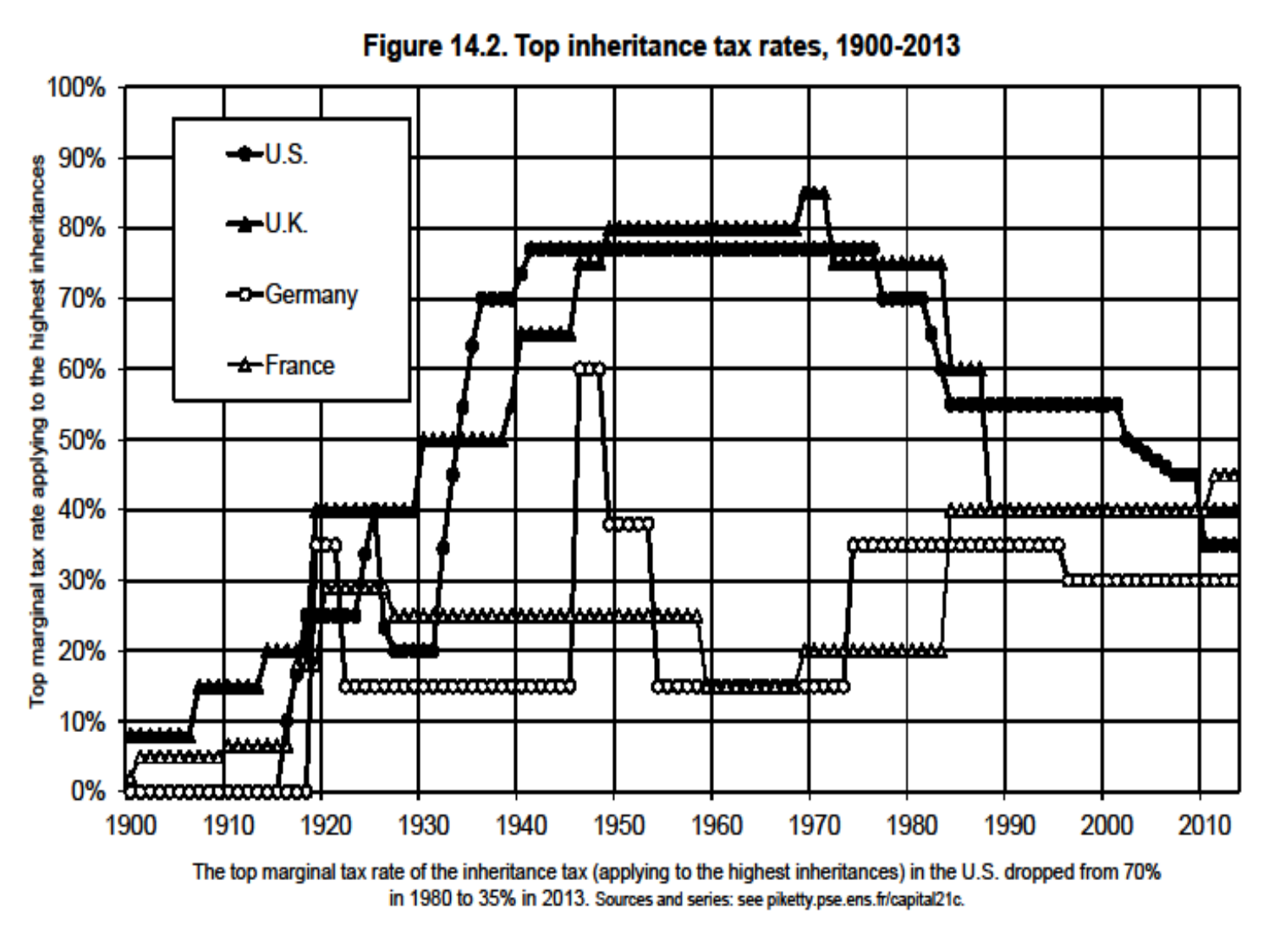**Figure 14.2. Top inheritance tax rates, 1900-2013**

Top marginal tax rate applying to the highest inheritances

100%
90%
80%
70%
60%
50%
40%
30%
20%
10%
0%

1900 1910 1920 1930 1940 1950 1960 1970 1980 1990 2000 2010

U.S.
U.K.
Germany
France

The top marginal tax rate of the inheritance tax (applying to the highest inheritances) in the U.S. dropped from 70% in 1980 to 35% in 2013. Sources and series: see piketty.pse.ens.fr/capital21c.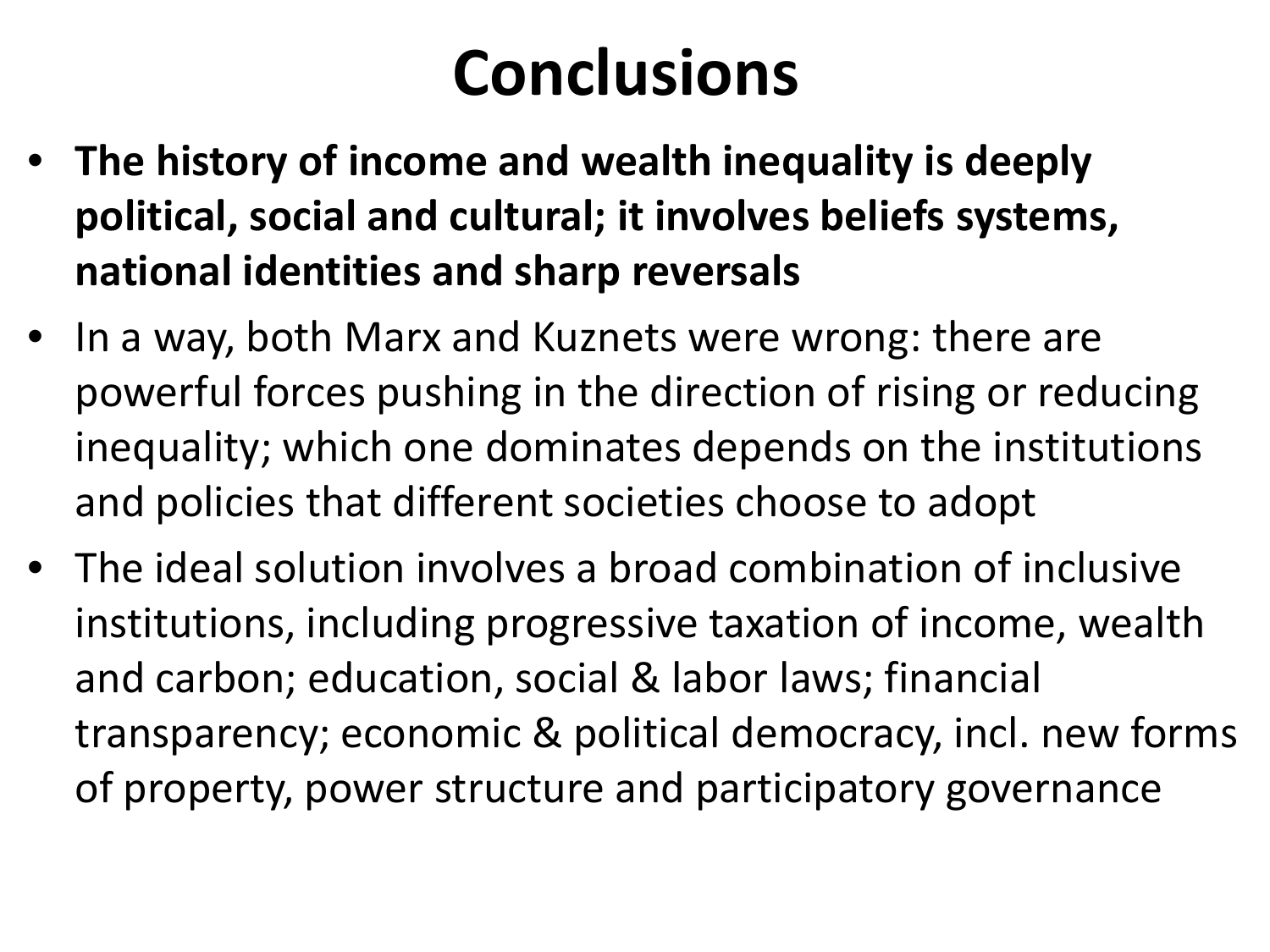# Conclusions

- **The history of income and wealth inequality is deeply political, social and cultural; it involves beliefs systems, national identities and sharp reversals**
- In a way, both Marx and Kuznets were wrong: there are powerful forces pushing in the direction of rising or reducing inequality; which one dominates depends on the institutions and policies that different societies choose to adopt
- The ideal solution involves a broad combination of inclusive institutions, including progressive taxation of income, wealth and carbon; education, social & labor laws; financial transparency; economic & political democracy, incl. new forms of property, power structure and participatory governance